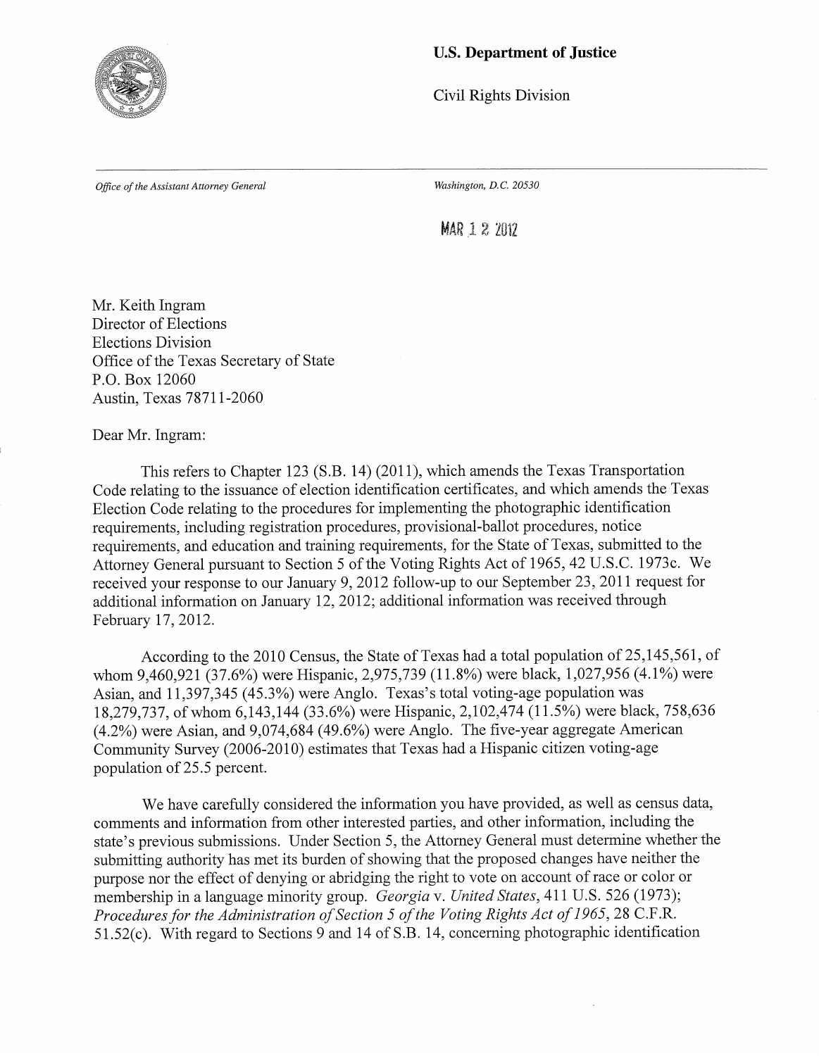**U.S. Department of Justice**

Civil Rights Division

*Office of the Assistant Attorney General*

*Washington, D.C. 20530*

MAR 12 2012

Mr. Keith Ingram
Director of Elections
Elections Division
Office of the Texas Secretary of State
P.O. Box 12060
Austin, Texas 78711-2060

Dear Mr. Ingram:

This refers to Chapter 123 (S.B. 14) (2011), which amends the Texas Transportation Code relating to the issuance of election identification certificates, and which amends the Texas Election Code relating to the procedures for implementing the photographic identification requirements, including registration procedures, provisional-ballot procedures, notice requirements, and education and training requirements, for the State of Texas, submitted to the Attorney General pursuant to Section 5 of the Voting Rights Act of 1965, 42 U.S.C. 1973c. We received your response to our January 9, 2012 follow-up to our September 23, 2011 request for additional information on January 12, 2012; additional information was received through February 17, 2012.

According to the 2010 Census, the State of Texas had a total population of 25,145,561, of whom 9,460,921 (37.6%) were Hispanic, 2,975,739 (11.8%) were black, 1,027,956 (4.1%) were Asian, and 11,397,345 (45.3%) were Anglo. Texas's total voting-age population was 18,279,737, of whom 6,143,144 (33.6%) were Hispanic, 2,102,474 (11.5%) were black, 758,636 (4.2%) were Asian, and 9,074,684 (49.6%) were Anglo. The five-year aggregate American Community Survey (2006-2010) estimates that Texas had a Hispanic citizen voting-age population of 25.5 percent.

We have carefully considered the information you have provided, as well as census data, comments and information from other interested parties, and other information, including the state's previous submissions. Under Section 5, the Attorney General must determine whether the submitting authority has met its burden of showing that the proposed changes have neither the purpose nor the effect of denying or abridging the right to vote on account of race or color or membership in a language minority group. *Georgia* v. *United States*, 411 U.S. 526 (1973); *Procedures for the Administration of Section 5 of the Voting Rights Act of 1965*, 28 C.F.R. 51.52(c). With regard to Sections 9 and 14 of S.B. 14, concerning photographic identification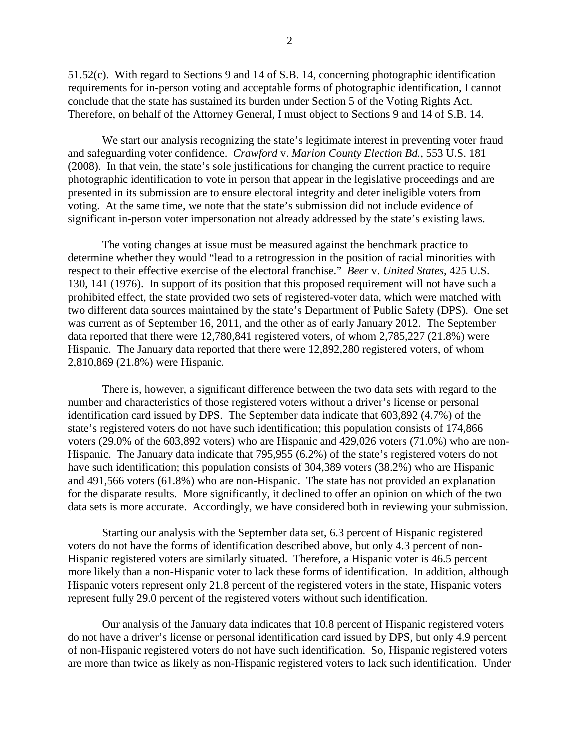51.52(c). With regard to Sections 9 and 14 of S.B. 14, concerning photographic identification requirements for in-person voting and acceptable forms of photographic identification, I cannot conclude that the state has sustained its burden under Section 5 of the Voting Rights Act. Therefore, on behalf of the Attorney General, I must object to Sections 9 and 14 of S.B. 14.

We start our analysis recognizing the state's legitimate interest in preventing voter fraud and safeguarding voter confidence. *Crawford* v. *Marion County Election Bd.*, 553 U.S. 181 (2008). In that vein, the state's sole justifications for changing the current practice to require photographic identification to vote in person that appear in the legislative proceedings and are presented in its submission are to ensure electoral integrity and deter ineligible voters from voting. At the same time, we note that the state's submission did not include evidence of significant in-person voter impersonation not already addressed by the state's existing laws.

The voting changes at issue must be measured against the benchmark practice to determine whether they would "lead to a retrogression in the position of racial minorities with respect to their effective exercise of the electoral franchise." *Beer* v. *United States*, 425 U.S. 130, 141 (1976). In support of its position that this proposed requirement will not have such a prohibited effect, the state provided two sets of registered-voter data, which were matched with two different data sources maintained by the state's Department of Public Safety (DPS). One set was current as of September 16, 2011, and the other as of early January 2012. The September data reported that there were 12,780,841 registered voters, of whom 2,785,227 (21.8%) were Hispanic. The January data reported that there were 12,892,280 registered voters, of whom 2,810,869 (21.8%) were Hispanic.

There is, however, a significant difference between the two data sets with regard to the number and characteristics of those registered voters without a driver's license or personal identification card issued by DPS. The September data indicate that 603,892 (4.7%) of the state's registered voters do not have such identification; this population consists of 174,866 voters (29.0% of the 603,892 voters) who are Hispanic and 429,026 voters (71.0%) who are non-Hispanic. The January data indicate that 795,955 (6.2%) of the state's registered voters do not have such identification; this population consists of 304,389 voters (38.2%) who are Hispanic and 491,566 voters (61.8%) who are non-Hispanic. The state has not provided an explanation for the disparate results. More significantly, it declined to offer an opinion on which of the two data sets is more accurate. Accordingly, we have considered both in reviewing your submission.

Starting our analysis with the September data set, 6.3 percent of Hispanic registered voters do not have the forms of identification described above, but only 4.3 percent of non-Hispanic registered voters are similarly situated. Therefore, a Hispanic voter is 46.5 percent more likely than a non-Hispanic voter to lack these forms of identification. In addition, although Hispanic voters represent only 21.8 percent of the registered voters in the state, Hispanic voters represent fully 29.0 percent of the registered voters without such identification.

Our analysis of the January data indicates that 10.8 percent of Hispanic registered voters do not have a driver's license or personal identification card issued by DPS, but only 4.9 percent of non-Hispanic registered voters do not have such identification. So, Hispanic registered voters are more than twice as likely as non-Hispanic registered voters to lack such identification. Under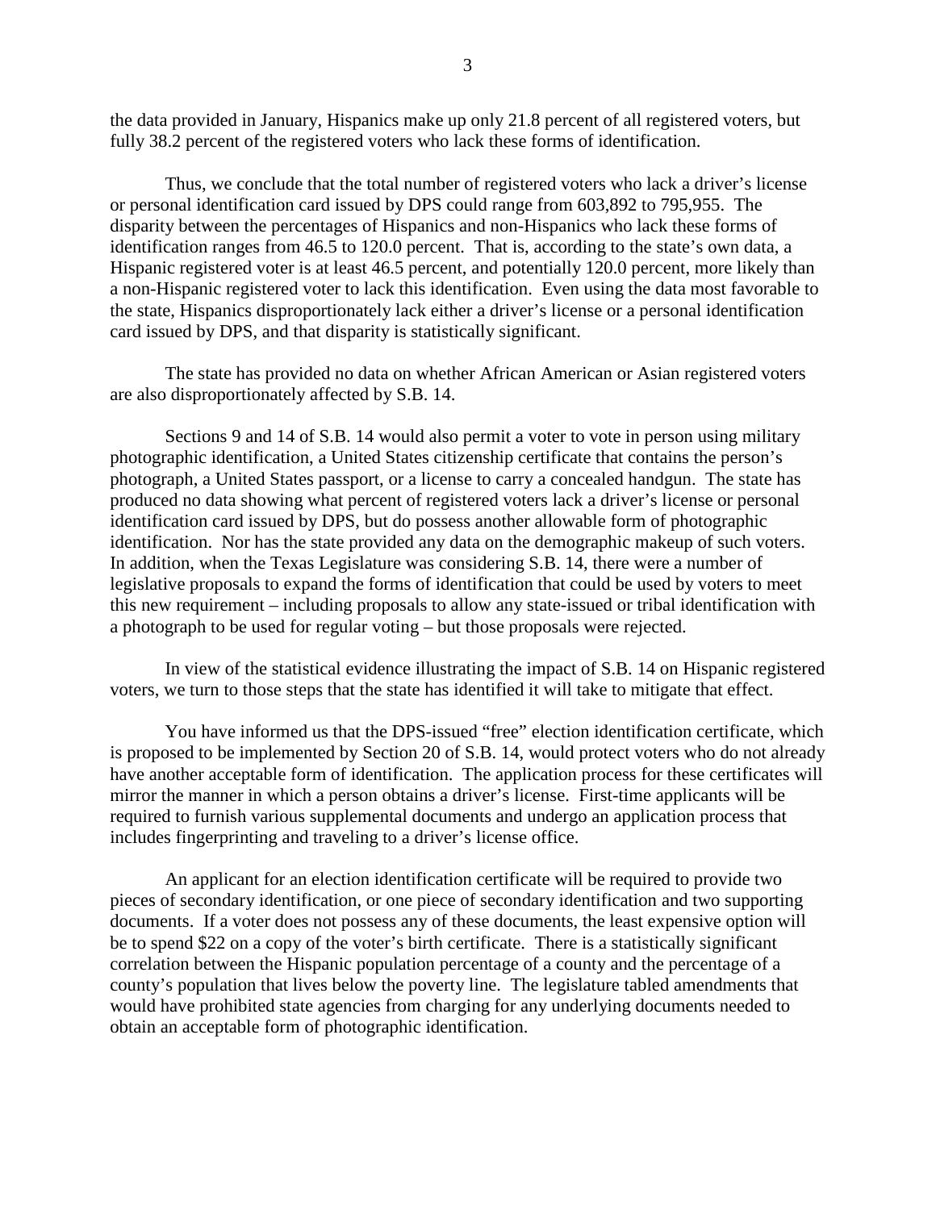the data provided in January, Hispanics make up only 21.8 percent of all registered voters, but fully 38.2 percent of the registered voters who lack these forms of identification.

Thus, we conclude that the total number of registered voters who lack a driver's license or personal identification card issued by DPS could range from 603,892 to 795,955. The disparity between the percentages of Hispanics and non-Hispanics who lack these forms of identification ranges from 46.5 to 120.0 percent. That is, according to the state's own data, a Hispanic registered voter is at least 46.5 percent, and potentially 120.0 percent, more likely than a non-Hispanic registered voter to lack this identification. Even using the data most favorable to the state, Hispanics disproportionately lack either a driver's license or a personal identification card issued by DPS, and that disparity is statistically significant.

The state has provided no data on whether African American or Asian registered voters are also disproportionately affected by S.B. 14.

Sections 9 and 14 of S.B. 14 would also permit a voter to vote in person using military photographic identification, a United States citizenship certificate that contains the person's photograph, a United States passport, or a license to carry a concealed handgun. The state has produced no data showing what percent of registered voters lack a driver's license or personal identification card issued by DPS, but do possess another allowable form of photographic identification. Nor has the state provided any data on the demographic makeup of such voters. In addition, when the Texas Legislature was considering S.B. 14, there were a number of legislative proposals to expand the forms of identification that could be used by voters to meet this new requirement – including proposals to allow any state-issued or tribal identification with a photograph to be used for regular voting – but those proposals were rejected.

In view of the statistical evidence illustrating the impact of S.B. 14 on Hispanic registered voters, we turn to those steps that the state has identified it will take to mitigate that effect.

You have informed us that the DPS-issued "free" election identification certificate, which is proposed to be implemented by Section 20 of S.B. 14, would protect voters who do not already have another acceptable form of identification. The application process for these certificates will mirror the manner in which a person obtains a driver's license. First-time applicants will be required to furnish various supplemental documents and undergo an application process that includes fingerprinting and traveling to a driver's license office.

An applicant for an election identification certificate will be required to provide two pieces of secondary identification, or one piece of secondary identification and two supporting documents. If a voter does not possess any of these documents, the least expensive option will be to spend $22 on a copy of the voter's birth certificate. There is a statistically significant correlation between the Hispanic population percentage of a county and the percentage of a county's population that lives below the poverty line. The legislature tabled amendments that would have prohibited state agencies from charging for any underlying documents needed to obtain an acceptable form of photographic identification.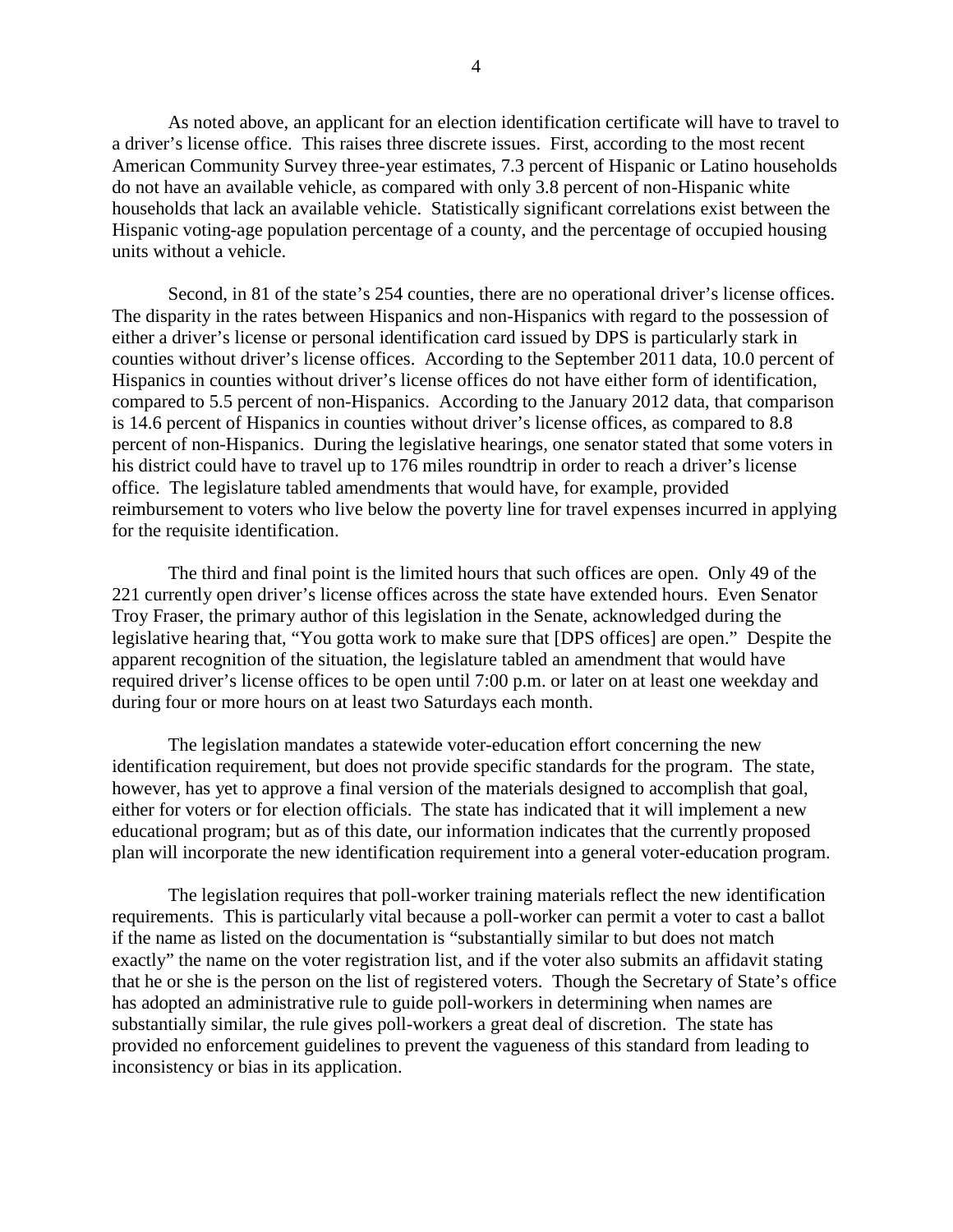As noted above, an applicant for an election identification certificate will have to travel to a driver's license office. This raises three discrete issues. First, according to the most recent American Community Survey three-year estimates, 7.3 percent of Hispanic or Latino households do not have an available vehicle, as compared with only 3.8 percent of non-Hispanic white households that lack an available vehicle. Statistically significant correlations exist between the Hispanic voting-age population percentage of a county, and the percentage of occupied housing units without a vehicle.

Second, in 81 of the state's 254 counties, there are no operational driver's license offices. The disparity in the rates between Hispanics and non-Hispanics with regard to the possession of either a driver's license or personal identification card issued by DPS is particularly stark in counties without driver's license offices. According to the September 2011 data, 10.0 percent of Hispanics in counties without driver's license offices do not have either form of identification, compared to 5.5 percent of non-Hispanics. According to the January 2012 data, that comparison is 14.6 percent of Hispanics in counties without driver's license offices, as compared to 8.8 percent of non-Hispanics. During the legislative hearings, one senator stated that some voters in his district could have to travel up to 176 miles roundtrip in order to reach a driver's license office. The legislature tabled amendments that would have, for example, provided reimbursement to voters who live below the poverty line for travel expenses incurred in applying for the requisite identification.

The third and final point is the limited hours that such offices are open. Only 49 of the 221 currently open driver's license offices across the state have extended hours. Even Senator Troy Fraser, the primary author of this legislation in the Senate, acknowledged during the legislative hearing that, "You gotta work to make sure that [DPS offices] are open." Despite the apparent recognition of the situation, the legislature tabled an amendment that would have required driver's license offices to be open until 7:00 p.m. or later on at least one weekday and during four or more hours on at least two Saturdays each month.

The legislation mandates a statewide voter-education effort concerning the new identification requirement, but does not provide specific standards for the program. The state, however, has yet to approve a final version of the materials designed to accomplish that goal, either for voters or for election officials. The state has indicated that it will implement a new educational program; but as of this date, our information indicates that the currently proposed plan will incorporate the new identification requirement into a general voter-education program.

The legislation requires that poll-worker training materials reflect the new identification requirements. This is particularly vital because a poll-worker can permit a voter to cast a ballot if the name as listed on the documentation is "substantially similar to but does not match exactly" the name on the voter registration list, and if the voter also submits an affidavit stating that he or she is the person on the list of registered voters. Though the Secretary of State's office has adopted an administrative rule to guide poll-workers in determining when names are substantially similar, the rule gives poll-workers a great deal of discretion. The state has provided no enforcement guidelines to prevent the vagueness of this standard from leading to inconsistency or bias in its application.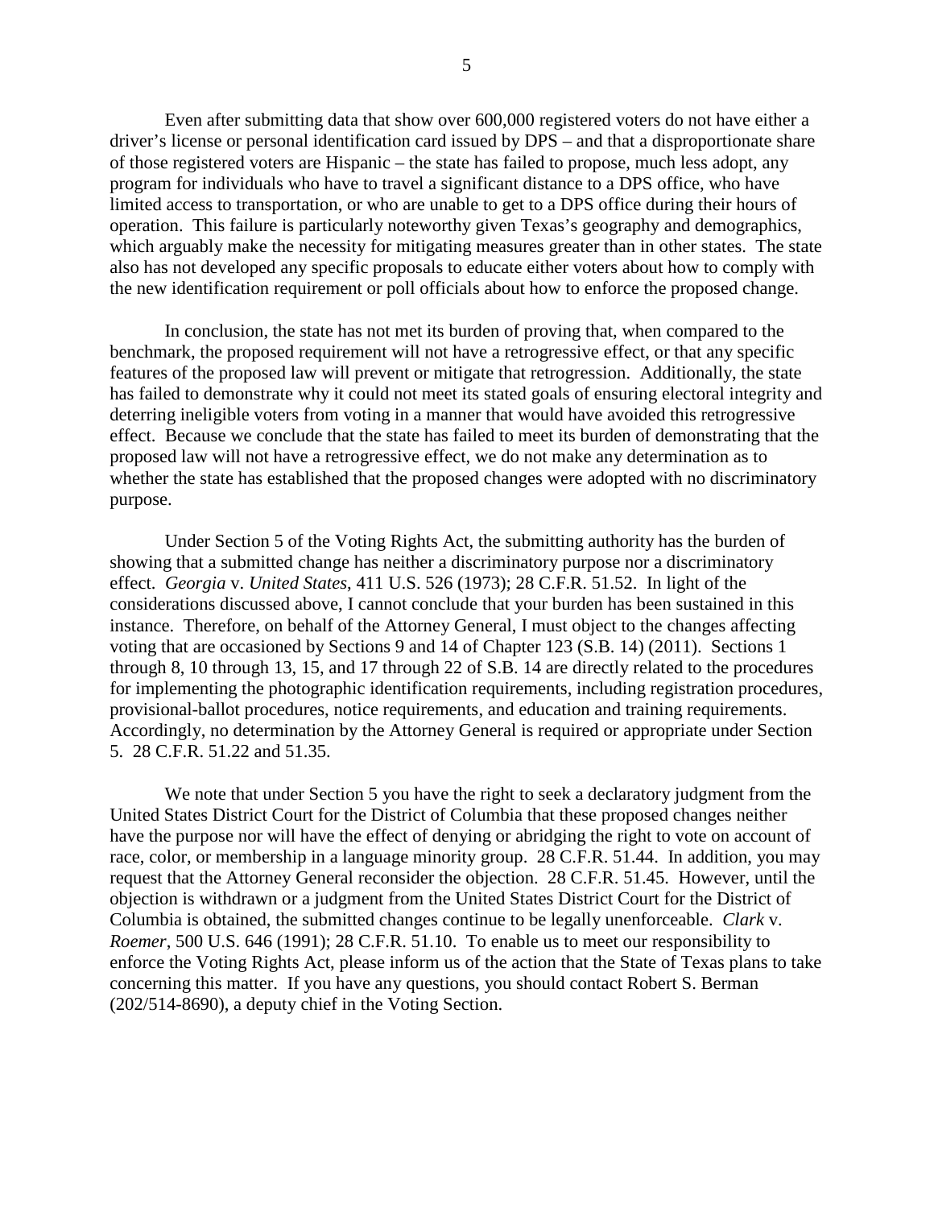Even after submitting data that show over 600,000 registered voters do not have either a driver's license or personal identification card issued by DPS – and that a disproportionate share of those registered voters are Hispanic – the state has failed to propose, much less adopt, any program for individuals who have to travel a significant distance to a DPS office, who have limited access to transportation, or who are unable to get to a DPS office during their hours of operation. This failure is particularly noteworthy given Texas's geography and demographics, which arguably make the necessity for mitigating measures greater than in other states. The state also has not developed any specific proposals to educate either voters about how to comply with the new identification requirement or poll officials about how to enforce the proposed change.

In conclusion, the state has not met its burden of proving that, when compared to the benchmark, the proposed requirement will not have a retrogressive effect, or that any specific features of the proposed law will prevent or mitigate that retrogression. Additionally, the state has failed to demonstrate why it could not meet its stated goals of ensuring electoral integrity and deterring ineligible voters from voting in a manner that would have avoided this retrogressive effect. Because we conclude that the state has failed to meet its burden of demonstrating that the proposed law will not have a retrogressive effect, we do not make any determination as to whether the state has established that the proposed changes were adopted with no discriminatory purpose.

Under Section 5 of the Voting Rights Act, the submitting authority has the burden of showing that a submitted change has neither a discriminatory purpose nor a discriminatory effect. *Georgia* v. *United States*, 411 U.S. 526 (1973); 28 C.F.R. 51.52. In light of the considerations discussed above, I cannot conclude that your burden has been sustained in this instance. Therefore, on behalf of the Attorney General, I must object to the changes affecting voting that are occasioned by Sections 9 and 14 of Chapter 123 (S.B. 14) (2011). Sections 1 through 8, 10 through 13, 15, and 17 through 22 of S.B. 14 are directly related to the procedures for implementing the photographic identification requirements, including registration procedures, provisional-ballot procedures, notice requirements, and education and training requirements. Accordingly, no determination by the Attorney General is required or appropriate under Section 5. 28 C.F.R. 51.22 and 51.35.

We note that under Section 5 you have the right to seek a declaratory judgment from the United States District Court for the District of Columbia that these proposed changes neither have the purpose nor will have the effect of denying or abridging the right to vote on account of race, color, or membership in a language minority group. 28 C.F.R. 51.44. In addition, you may request that the Attorney General reconsider the objection. 28 C.F.R. 51.45. However, until the objection is withdrawn or a judgment from the United States District Court for the District of Columbia is obtained, the submitted changes continue to be legally unenforceable. *Clark* v. *Roemer*, 500 U.S. 646 (1991); 28 C.F.R. 51.10. To enable us to meet our responsibility to enforce the Voting Rights Act, please inform us of the action that the State of Texas plans to take concerning this matter. If you have any questions, you should contact Robert S. Berman (202/514-8690), a deputy chief in the Voting Section.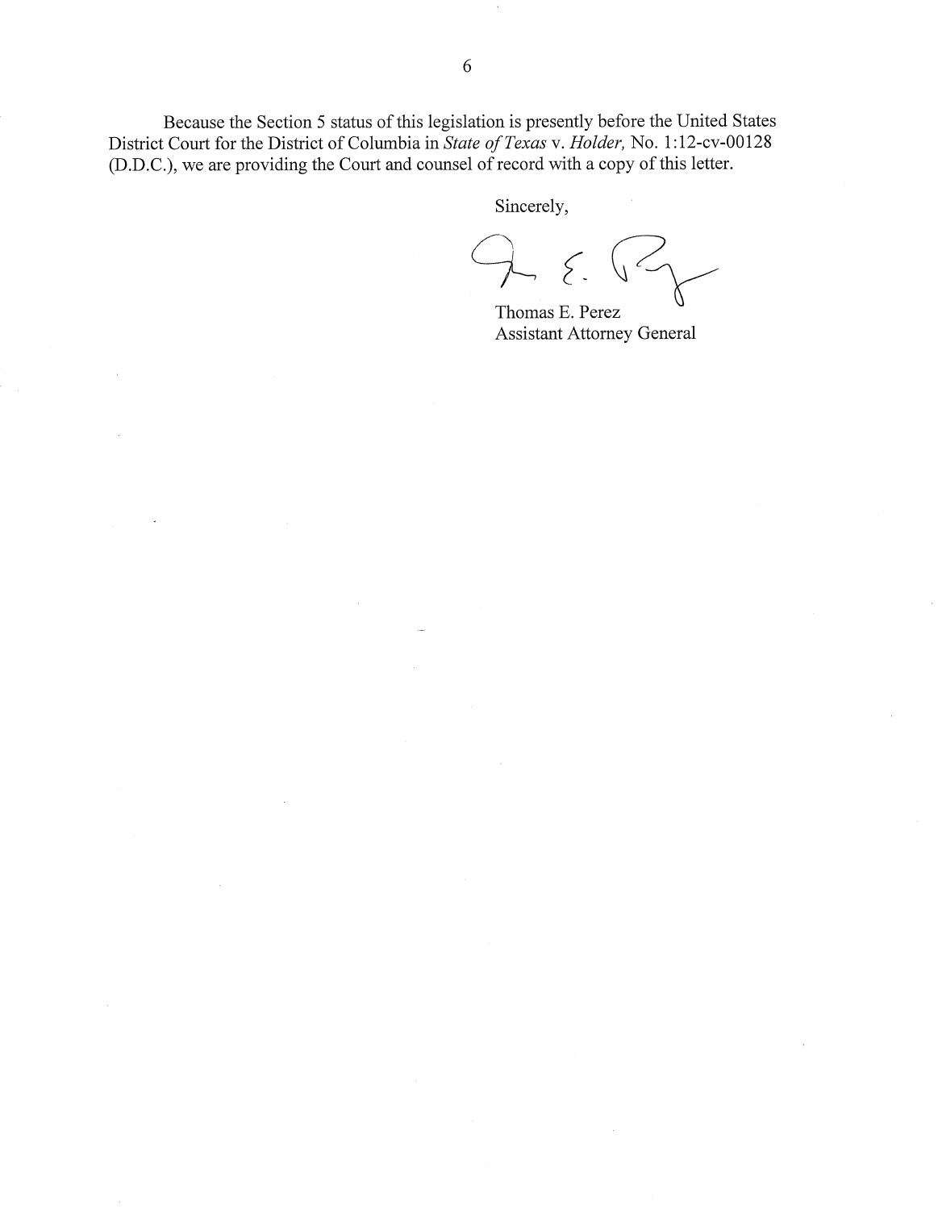Because the Section 5 status of this legislation is presently before the United States District Court for the District of Columbia in *State of Texas* v. *Holder,* No. 1:12-cv-00128 (D.D.C.), we are providing the Court and counsel of record with a copy of this letter.

Sincerely,

Thomas E. Perez
Assistant Attorney General